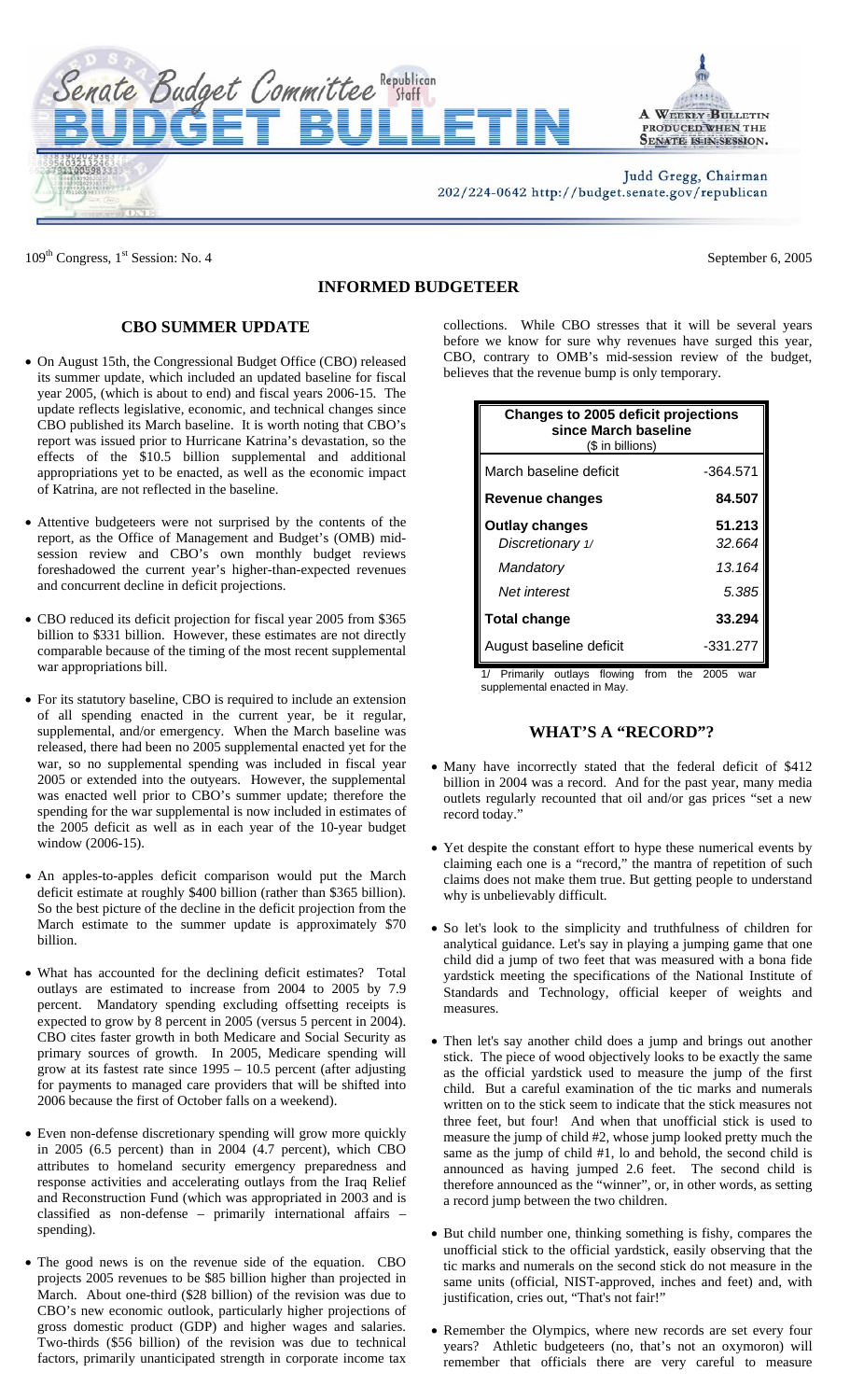# Senate Budget Committee Republican Staff

# BUDGET BULLETIN

A WEEKLY BULLETIN PRODUCED WHEN THE SENATE IS IN SESSION.

Judd Gregg, Chairman
202/224-0642 http://budget.senate.gov/republican

109th Congress, 1st Session: No. 4

September 6, 2005

## INFORMED BUDGETEER

### CBO SUMMER UPDATE

- On August 15th, the Congressional Budget Office (CBO) released its summer update, which included an updated baseline for fiscal year 2005, (which is about to end) and fiscal years 2006-15. The update reflects legislative, economic, and technical changes since CBO published its March baseline. It is worth noting that CBO's report was issued prior to Hurricane Katrina's devastation, so the effects of the $10.5 billion supplemental and additional appropriations yet to be enacted, as well as the economic impact of Katrina, are not reflected in the baseline.

- Attentive budgeteers were not surprised by the contents of the report, as the Office of Management and Budget's (OMB) mid-session review and CBO's own monthly budget reviews foreshadowed the current year's higher-than-expected revenues and concurrent decline in deficit projections.

- CBO reduced its deficit projection for fiscal year 2005 from $365 billion to $331 billion. However, these estimates are not directly comparable because of the timing of the most recent supplemental war appropriations bill.

- For its statutory baseline, CBO is required to include an extension of all spending enacted in the current year, be it regular, supplemental, and/or emergency. When the March baseline was released, there had been no 2005 supplemental enacted yet for the war, so no supplemental spending was included in fiscal year 2005 or extended into the outyears. However, the supplemental was enacted well prior to CBO's summer update; therefore the spending for the war supplemental is now included in estimates of the 2005 deficit as well as in each year of the 10-year budget window (2006-15).

- An apples-to-apples deficit comparison would put the March deficit estimate at roughly $400 billion (rather than $365 billion). So the best picture of the decline in the deficit projection from the March estimate to the summer update is approximately $70 billion.

- What has accounted for the declining deficit estimates? Total outlays are estimated to increase from 2004 to 2005 by 7.9 percent. Mandatory spending excluding offsetting receipts is expected to grow by 8 percent in 2005 (versus 5 percent in 2004). CBO cites faster growth in both Medicare and Social Security as primary sources of growth. In 2005, Medicare spending will grow at its fastest rate since 1995 – 10.5 percent (after adjusting for payments to managed care providers that will be shifted into 2006 because the first of October falls on a weekend).

- Even non-defense discretionary spending will grow more quickly in 2005 (6.5 percent) than in 2004 (4.7 percent), which CBO attributes to homeland security emergency preparedness and response activities and accelerating outlays from the Iraq Relief and Reconstruction Fund (which was appropriated in 2003 and is classified as non-defense – primarily international affairs – spending).

- The good news is on the revenue side of the equation. CBO projects 2005 revenues to be $85 billion higher than projected in March. About one-third ($28 billion) of the revision was due to CBO's new economic outlook, particularly higher projections of gross domestic product (GDP) and higher wages and salaries. Two-thirds ($56 billion) of the revision was due to technical factors, primarily unanticipated strength in corporate income tax collections. While CBO stresses that it will be several years before we know for sure why revenues have surged this year, CBO, contrary to OMB's mid-session review of the budget, believes that the revenue bump is only temporary.

**Changes to 2005 deficit projections since March baseline**
($ in billions)

| | |
|---|---|
| March baseline deficit | -364.571 |
| **Revenue changes** | **84.507** |
| **Outlay changes** | **51.213** |
| *Discretionary 1/* | *32.664* |
| *Mandatory* | *13.164* |
| *Net interest* | *5.385* |
| **Total change** | **33.294** |
| August baseline deficit | -331.277 |

1/ Primarily outlays flowing from the 2005 war supplemental enacted in May.

### WHAT'S A "RECORD"?

- Many have incorrectly stated that the federal deficit of $412 billion in 2004 was a record. And for the past year, many media outlets regularly recounted that oil and/or gas prices "set a new record today."

- Yet despite the constant effort to hype these numerical events by claiming each one is a "record," the mantra of repetition of such claims does not make them true. But getting people to understand why is unbelievably difficult.

- So let's look to the simplicity and truthfulness of children for analytical guidance. Let's say in playing a jumping game that one child did a jump of two feet that was measured with a bona fide yardstick meeting the specifications of the National Institute of Standards and Technology, official keeper of weights and measures.

- Then let's say another child does a jump and brings out another stick. The piece of wood objectively looks to be exactly the same as the official yardstick used to measure the jump of the first child. But a careful examination of the tic marks and numerals written on to the stick seem to indicate that the stick measures not three feet, but four! And when that unofficial stick is used to measure the jump of child #2, whose jump looked pretty much the same as the jump of child #1, lo and behold, the second child is announced as having jumped 2.6 feet. The second child is therefore announced as the "winner", or, in other words, as setting a record jump between the two children.

- But child number one, thinking something is fishy, compares the unofficial stick to the official yardstick, easily observing that the tic marks and numerals on the second stick do not measure in the same units (official, NIST-approved, inches and feet) and, with justification, cries out, "That's not fair!"

- Remember the Olympics, where new records are set every four years? Athletic budgeteers (no, that's not an oxymoron) will remember that officials there are very careful to measure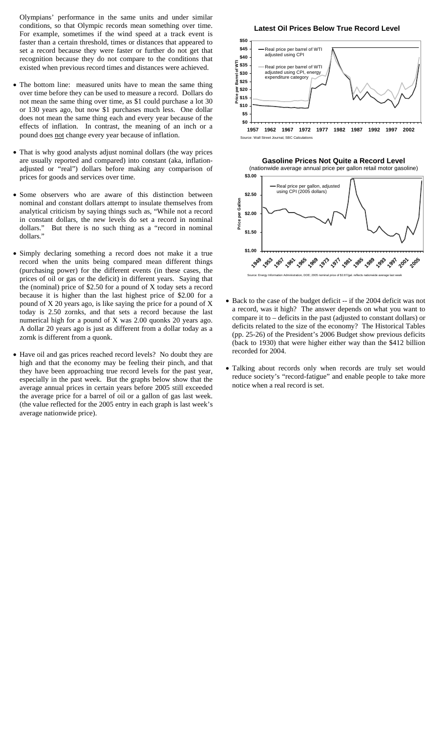Olympians' performance in the same units and under similar conditions, so that Olympic records mean something over time. For example, sometimes if the wind speed at a track event is faster than a certain threshold, times or distances that appeared to set a record because they were faster or further do not get that recognition because they do not compare to the conditions that existed when previous record times and distances were achieved.

- The bottom line: measured units have to mean the same thing over time before they can be used to measure a record. Dollars do not mean the same thing over time, as $1 could purchase a lot 30 or 130 years ago, but now $1 purchases much less. One dollar does not mean the same thing each and every year because of the effects of inflation. In contrast, the meaning of an inch or a pound does not change every year because of inflation.

- That is why good analysts adjust nominal dollars (the way prices are usually reported and compared) into constant (aka, inflation-adjusted or "real") dollars before making any comparison of prices for goods and services over time.

- Some observers who are aware of this distinction between nominal and constant dollars attempt to insulate themselves from analytical criticism by saying things such as, "While not a record in constant dollars, the new levels do set a record in nominal dollars." But there is no such thing as a "record in nominal dollars."

- Simply declaring something a record does not make it a true record when the units being compared mean different things (purchasing power) for the different events (in these cases, the prices of oil or gas or the deficit) in different years. Saying that the (nominal) price of $2.50 for a pound of X today sets a record because it is higher than the last highest price of $2.00 for a pound of X 20 years ago, is like saying the price for a pound of X today is 2.50 zornks, and that sets a record because the last numerical high for a pound of X was 2.00 quonks 20 years ago. A dollar 20 years ago is just as different from a dollar today as a zornk is different from a quonk.

- Have oil and gas prices reached record levels? No doubt they are high and that the economy may be feeling their pinch, and that they have been approaching true record levels for the past year, especially in the past week. But the graphs below show that the average annual prices in certain years before 2005 still exceeded the average price for a barrel of oil or a gallon of gas last week. (the value reflected for the 2005 entry in each graph is last week's average nationwide price).

**Latest Oil Prices Below True Record Level**

Price per Barrel of WTI

$50
$45
$40
$35
$30
$25
$20
$15
$10
$5
$0

1957 1962 1967 1972 1977 1982 1987 1992 1997 2002

Real price per barrel of WTI adjusted using CPI

Real price per barrel of WTI adjusted using CPI, energy expenditure category

Source: Wall Street Journal, SBC Calculations

**Gasoline Prices Not Quite a Record Level**

(nationwide average annual price per gallon retail motor gasoline)

Price per Gallon

$3.00
$2.50
$2.00
$1.50
$1.00

1949 1953 1957 1961 1965 1969 1973 1977 1981 1985 1989 1993 1997 2001 2005

Real price per gallon, adjusted using CPI (2005 dollars)

Source: Energy Information Administration, DOE; 2005 nominal price of $2.87/gal. reflects nationwide average last week

- Back to the case of the budget deficit -- if the 2004 deficit was not a record, was it high? The answer depends on what you want to compare it to – deficits in the past (adjusted to constant dollars) or deficits related to the size of the economy? The Historical Tables (pp. 25-26) of the President's 2006 Budget show previous deficits (back to 1930) that were higher either way than the $412 billion recorded for 2004.

- Talking about records only when records are truly set would reduce society's "record-fatigue" and enable people to take more notice when a real record is set.